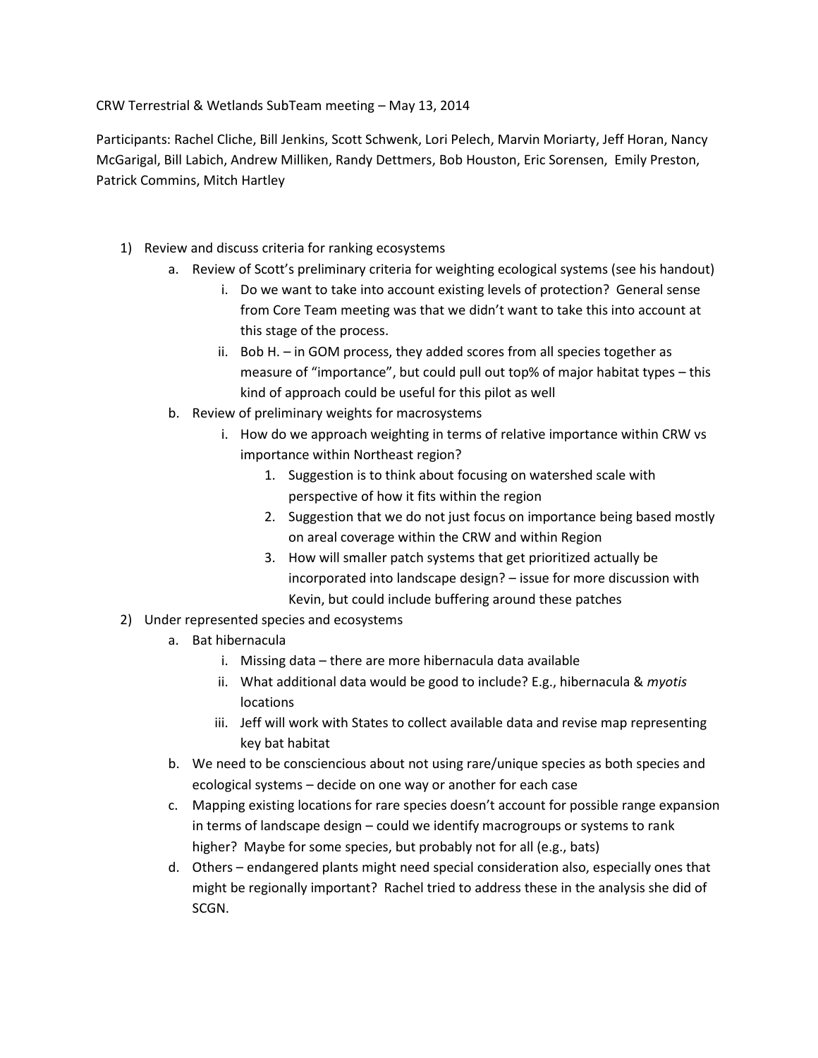CRW Terrestrial & Wetlands SubTeam meeting – May 13, 2014

Participants: Rachel Cliche, Bill Jenkins, Scott Schwenk, Lori Pelech, Marvin Moriarty, Jeff Horan, Nancy McGarigal, Bill Labich, Andrew Milliken, Randy Dettmers, Bob Houston, Eric Sorensen, Emily Preston, Patrick Commins, Mitch Hartley

1) Review and discuss criteria for ranking ecosystems
   a. Review of Scott's preliminary criteria for weighting ecological systems (see his handout)
      i. Do we want to take into account existing levels of protection? General sense from Core Team meeting was that we didn't want to take this into account at this stage of the process.
      ii. Bob H. – in GOM process, they added scores from all species together as measure of "importance", but could pull out top% of major habitat types – this kind of approach could be useful for this pilot as well
   b. Review of preliminary weights for macrosystems
      i. How do we approach weighting in terms of relative importance within CRW vs importance within Northeast region?
         1. Suggestion is to think about focusing on watershed scale with perspective of how it fits within the region
         2. Suggestion that we do not just focus on importance being based mostly on areal coverage within the CRW and within Region
         3. How will smaller patch systems that get prioritized actually be incorporated into landscape design? – issue for more discussion with Kevin, but could include buffering around these patches
2) Under represented species and ecosystems
   a. Bat hibernacula
      i. Missing data – there are more hibernacula data available
      ii. What additional data would be good to include? E.g., hibernacula & *myotis* locations
      iii. Jeff will work with States to collect available data and revise map representing key bat habitat
   b. We need to be consciencious about not using rare/unique species as both species and ecological systems – decide on one way or another for each case
   c. Mapping existing locations for rare species doesn't account for possible range expansion in terms of landscape design – could we identify macrogroups or systems to rank higher? Maybe for some species, but probably not for all (e.g., bats)
   d. Others – endangered plants might need special consideration also, especially ones that might be regionally important? Rachel tried to address these in the analysis she did of SCGN.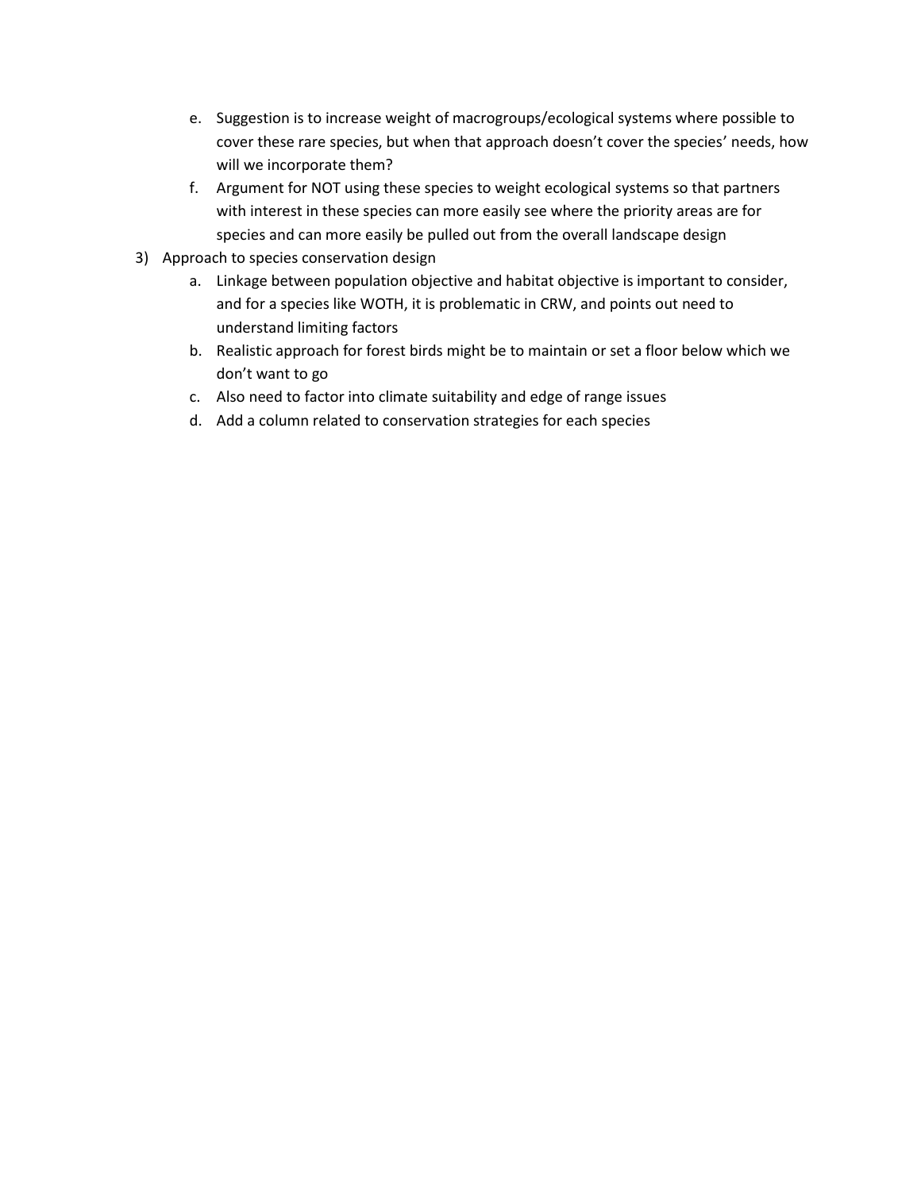e. Suggestion is to increase weight of macrogroups/ecological systems where possible to cover these rare species, but when that approach doesn't cover the species' needs, how will we incorporate them?
   f. Argument for NOT using these species to weight ecological systems so that partners with interest in these species can more easily see where the priority areas are for species and can more easily be pulled out from the overall landscape design

3) Approach to species conservation design
   a. Linkage between population objective and habitat objective is important to consider, and for a species like WOTH, it is problematic in CRW, and points out need to understand limiting factors
   b. Realistic approach for forest birds might be to maintain or set a floor below which we don't want to go
   c. Also need to factor into climate suitability and edge of range issues
   d. Add a column related to conservation strategies for each species